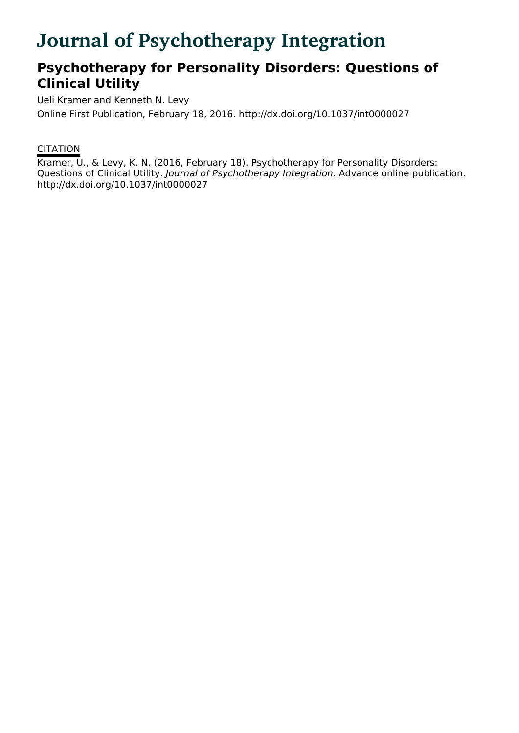# Journal of Psychotherapy Integration

## Psychotherapy for Personality Disorders: Questions of Clinical Utility

Ueli Kramer and Kenneth N. Levy

Online First Publication, February 18, 2016. http://dx.doi.org/10.1037/int0000027

### CITATION

Kramer, U., & Levy, K. N. (2016, February 18). Psychotherapy for Personality Disorders: Questions of Clinical Utility. *Journal of Psychotherapy Integration*. Advance online publication. http://dx.doi.org/10.1037/int0000027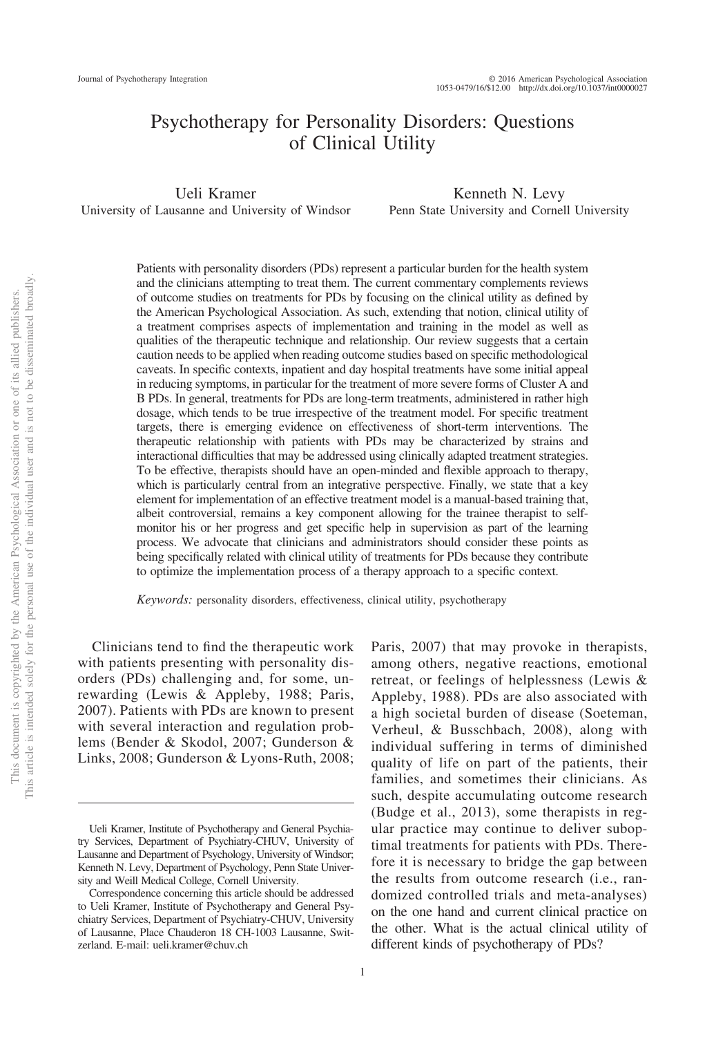# Psychotherapy for Personality Disorders: Questions of Clinical Utility

Ueli Kramer
University of Lausanne and University of Windsor

Kenneth N. Levy
Penn State University and Cornell University

Patients with personality disorders (PDs) represent a particular burden for the health system and the clinicians attempting to treat them. The current commentary complements reviews of outcome studies on treatments for PDs by focusing on the clinical utility as defined by the American Psychological Association. As such, extending that notion, clinical utility of a treatment comprises aspects of implementation and training in the model as well as qualities of the therapeutic technique and relationship. Our review suggests that a certain caution needs to be applied when reading outcome studies based on specific methodological caveats. In specific contexts, inpatient and day hospital treatments have some initial appeal in reducing symptoms, in particular for the treatment of more severe forms of Cluster A and B PDs. In general, treatments for PDs are long-term treatments, administered in rather high dosage, which tends to be true irrespective of the treatment model. For specific treatment targets, there is emerging evidence on effectiveness of short-term interventions. The therapeutic relationship with patients with PDs may be characterized by strains and interactional difficulties that may be addressed using clinically adapted treatment strategies. To be effective, therapists should have an open-minded and flexible approach to therapy, which is particularly central from an integrative perspective. Finally, we state that a key element for implementation of an effective treatment model is a manual-based training that, albeit controversial, remains a key component allowing for the trainee therapist to self-monitor his or her progress and get specific help in supervision as part of the learning process. We advocate that clinicians and administrators should consider these points as being specifically related with clinical utility of treatments for PDs because they contribute to optimize the implementation process of a therapy approach to a specific context.

*Keywords:* personality disorders, effectiveness, clinical utility, psychotherapy

Clinicians tend to find the therapeutic work with patients presenting with personality disorders (PDs) challenging and, for some, unrewarding (Lewis & Appleby, 1988; Paris, 2007). Patients with PDs are known to present with several interaction and regulation problems (Bender & Skodol, 2007; Gunderson & Links, 2008; Gunderson & Lyons-Ruth, 2008; Paris, 2007) that may provoke in therapists, among others, negative reactions, emotional retreat, or feelings of helplessness (Lewis & Appleby, 1988). PDs are also associated with a high societal burden of disease (Soeteman, Verheul, & Busschbach, 2008), along with individual suffering in terms of diminished quality of life on part of the patients, their families, and sometimes their clinicians. As such, despite accumulating outcome research (Budge et al., 2013), some therapists in regular practice may continue to deliver suboptimal treatments for patients with PDs. Therefore it is necessary to bridge the gap between the results from outcome research (i.e., randomized controlled trials and meta-analyses) on the one hand and current clinical practice on the other. What is the actual clinical utility of different kinds of psychotherapy of PDs?

Ueli Kramer, Institute of Psychotherapy and General Psychiatry Services, Department of Psychiatry-CHUV, University of Lausanne and Department of Psychology, University of Windsor; Kenneth N. Levy, Department of Psychology, Penn State University and Weill Medical College, Cornell University.

Correspondence concerning this article should be addressed to Ueli Kramer, Institute of Psychotherapy and General Psychiatry Services, Department of Psychiatry-CHUV, University of Lausanne, Place Chauderon 18 CH-1003 Lausanne, Switzerland. E-mail: ueli.kramer@chuv.ch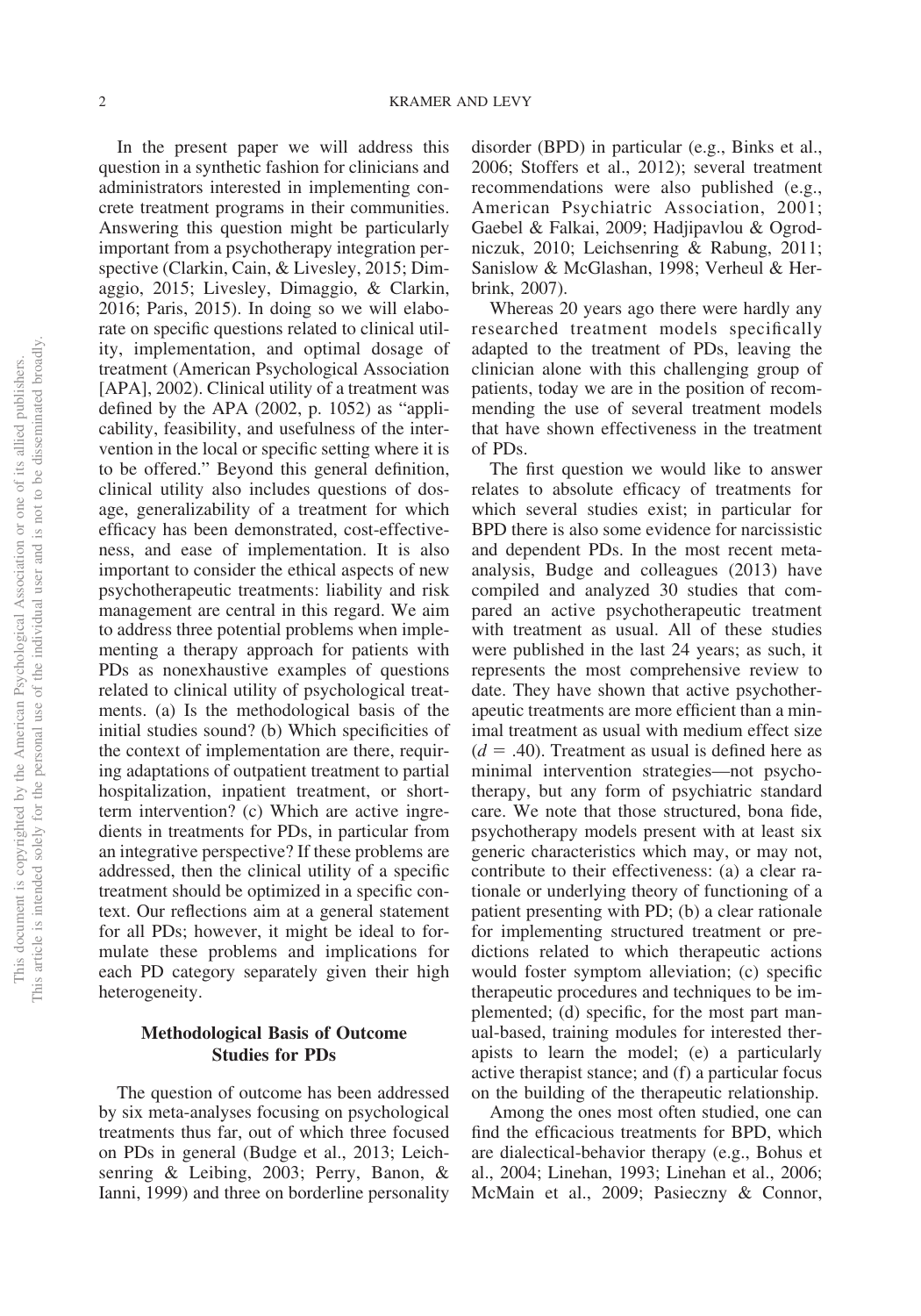In the present paper we will address this question in a synthetic fashion for clinicians and administrators interested in implementing concrete treatment programs in their communities. Answering this question might be particularly important from a psychotherapy integration perspective (Clarkin, Cain, & Livesley, 2015; Dimaggio, 2015; Livesley, Dimaggio, & Clarkin, 2016; Paris, 2015). In doing so we will elaborate on specific questions related to clinical utility, implementation, and optimal dosage of treatment (American Psychological Association [APA], 2002). Clinical utility of a treatment was defined by the APA (2002, p. 1052) as "applicability, feasibility, and usefulness of the intervention in the local or specific setting where it is to be offered." Beyond this general definition, clinical utility also includes questions of dosage, generalizability of a treatment for which efficacy has been demonstrated, cost-effectiveness, and ease of implementation. It is also important to consider the ethical aspects of new psychotherapeutic treatments: liability and risk management are central in this regard. We aim to address three potential problems when implementing a therapy approach for patients with PDs as nonexhaustive examples of questions related to clinical utility of psychological treatments. (a) Is the methodological basis of the initial studies sound? (b) Which specificities of the context of implementation are there, requiring adaptations of outpatient treatment to partial hospitalization, inpatient treatment, or short-term intervention? (c) Which are active ingredients in treatments for PDs, in particular from an integrative perspective? If these problems are addressed, then the clinical utility of a specific treatment should be optimized in a specific context. Our reflections aim at a general statement for all PDs; however, it might be ideal to formulate these problems and implications for each PD category separately given their high heterogeneity.

## Methodological Basis of Outcome Studies for PDs

The question of outcome has been addressed by six meta-analyses focusing on psychological treatments thus far, out of which three focused on PDs in general (Budge et al., 2013; Leichsenring & Leibing, 2003; Perry, Banon, & Ianni, 1999) and three on borderline personality disorder (BPD) in particular (e.g., Binks et al., 2006; Stoffers et al., 2012); several treatment recommendations were also published (e.g., American Psychiatric Association, 2001; Gaebel & Falkai, 2009; Hadjipavlou & Ogrodniczuk, 2010; Leichsenring & Rabung, 2011; Sanislow & McGlashan, 1998; Verheul & Herbrink, 2007).

Whereas 20 years ago there were hardly any researched treatment models specifically adapted to the treatment of PDs, leaving the clinician alone with this challenging group of patients, today we are in the position of recommending the use of several treatment models that have shown effectiveness in the treatment of PDs.

The first question we would like to answer relates to absolute efficacy of treatments for which several studies exist; in particular for BPD there is also some evidence for narcissistic and dependent PDs. In the most recent meta-analysis, Budge and colleagues (2013) have compiled and analyzed 30 studies that compared an active psychotherapeutic treatment with treatment as usual. All of these studies were published in the last 24 years; as such, it represents the most comprehensive review to date. They have shown that active psychotherapeutic treatments are more efficient than a minimal treatment as usual with medium effect size ($d = .40$). Treatment as usual is defined here as minimal intervention strategies—not psychotherapy, but any form of psychiatric standard care. We note that those structured, bona fide, psychotherapy models present with at least six generic characteristics which may, or may not, contribute to their effectiveness: (a) a clear rationale or underlying theory of functioning of a patient presenting with PD; (b) a clear rationale for implementing structured treatment or predictions related to which therapeutic actions would foster symptom alleviation; (c) specific therapeutic procedures and techniques to be implemented; (d) specific, for the most part manual-based, training modules for interested therapists to learn the model; (e) a particularly active therapist stance; and (f) a particular focus on the building of the therapeutic relationship.

Among the ones most often studied, one can find the efficacious treatments for BPD, which are dialectical-behavior therapy (e.g., Bohus et al., 2004; Linehan, 1993; Linehan et al., 2006; McMain et al., 2009; Pasieczny & Connor,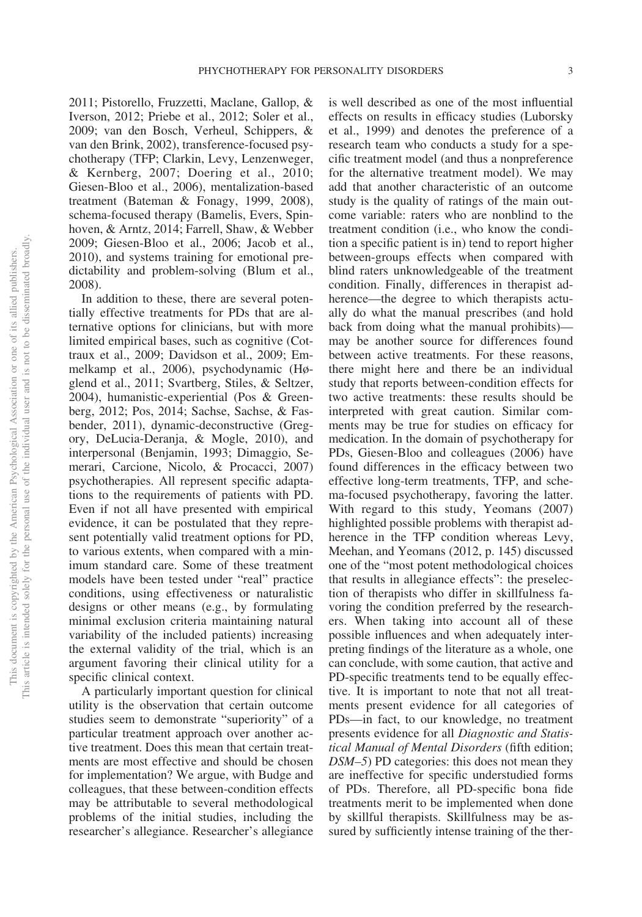2011; Pistorello, Fruzzetti, Maclane, Gallop, & Iverson, 2012; Priebe et al., 2012; Soler et al., 2009; van den Bosch, Verheul, Schippers, & van den Brink, 2002), transference-focused psychotherapy (TFP; Clarkin, Levy, Lenzenweger, & Kernberg, 2007; Doering et al., 2010; Giesen-Bloo et al., 2006), mentalization-based treatment (Bateman & Fonagy, 1999, 2008), schema-focused therapy (Bamelis, Evers, Spinhoven, & Arntz, 2014; Farrell, Shaw, & Webber 2009; Giesen-Bloo et al., 2006; Jacob et al., 2010), and systems training for emotional predictability and problem-solving (Blum et al., 2008).

In addition to these, there are several potentially effective treatments for PDs that are alternative options for clinicians, but with more limited empirical bases, such as cognitive (Cottraux et al., 2009; Davidson et al., 2009; Emmelkamp et al., 2006), psychodynamic (Høglend et al., 2011; Svartberg, Stiles, & Seltzer, 2004), humanistic-experiential (Pos & Greenberg, 2012; Pos, 2014; Sachse, Sachse, & Fasbender, 2011), dynamic-deconstructive (Gregory, DeLucia-Deranja, & Mogle, 2010), and interpersonal (Benjamin, 1993; Dimaggio, Semerari, Carcione, Nicolo, & Procacci, 2007) psychotherapies. All represent specific adaptations to the requirements of patients with PD. Even if not all have presented with empirical evidence, it can be postulated that they represent potentially valid treatment options for PD, to various extents, when compared with a minimum standard care. Some of these treatment models have been tested under "real" practice conditions, using effectiveness or naturalistic designs or other means (e.g., by formulating minimal exclusion criteria maintaining natural variability of the included patients) increasing the external validity of the trial, which is an argument favoring their clinical utility for a specific clinical context.

A particularly important question for clinical utility is the observation that certain outcome studies seem to demonstrate "superiority" of a particular treatment approach over another active treatment. Does this mean that certain treatments are most effective and should be chosen for implementation? We argue, with Budge and colleagues, that these between-condition effects may be attributable to several methodological problems of the initial studies, including the researcher's allegiance. Researcher's allegiance is well described as one of the most influential effects on results in efficacy studies (Luborsky et al., 1999) and denotes the preference of a research team who conducts a study for a specific treatment model (and thus a nonpreference for the alternative treatment model). We may add that another characteristic of an outcome study is the quality of ratings of the main outcome variable: raters who are nonblind to the treatment condition (i.e., who know the condition a specific patient is in) tend to report higher between-groups effects when compared with blind raters unknowledgeable of the treatment condition. Finally, differences in therapist adherence—the degree to which therapists actually do what the manual prescribes (and hold back from doing what the manual prohibits)—may be another source for differences found between active treatments. For these reasons, there might here and there be an individual study that reports between-condition effects for two active treatments: these results should be interpreted with great caution. Similar comments may be true for studies on efficacy for medication. In the domain of psychotherapy for PDs, Giesen-Bloo and colleagues (2006) have found differences in the efficacy between two effective long-term treatments, TFP, and schema-focused psychotherapy, favoring the latter. With regard to this study, Yeomans (2007) highlighted possible problems with therapist adherence in the TFP condition whereas Levy, Meehan, and Yeomans (2012, p. 145) discussed one of the "most potent methodological choices that results in allegiance effects": the preselection of therapists who differ in skillfulness favoring the condition preferred by the researchers. When taking into account all of these possible influences and when adequately interpreting findings of the literature as a whole, one can conclude, with some caution, that active and PD-specific treatments tend to be equally effective. It is important to note that not all treatments present evidence for all categories of PDs—in fact, to our knowledge, no treatment presents evidence for all *Diagnostic and Statistical Manual of Mental Disorders* (fifth edition; *DSM–5*) PD categories: this does not mean they are ineffective for specific understudied forms of PDs. Therefore, all PD-specific bona fide treatments merit to be implemented when done by skillful therapists. Skillfulness may be assured by sufficiently intense training of the ther-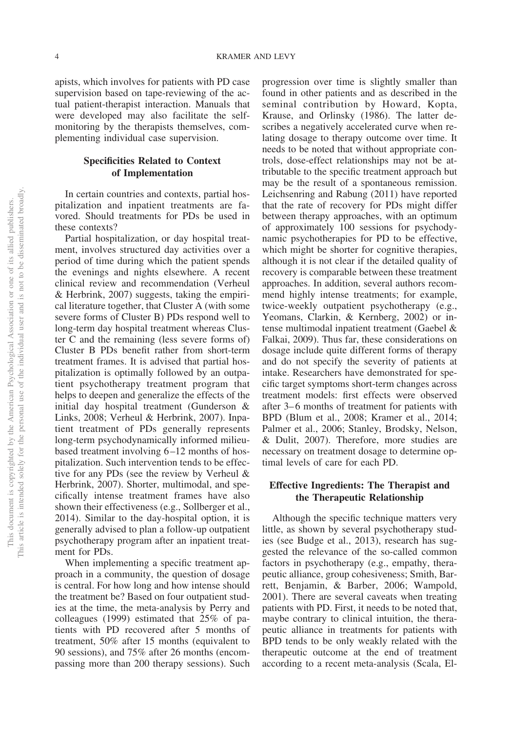apists, which involves for patients with PD case supervision based on tape-reviewing of the actual patient-therapist interaction. Manuals that were developed may also facilitate the self-monitoring by the therapists themselves, complementing individual case supervision.

## Specificities Related to Context of Implementation

In certain countries and contexts, partial hospitalization and inpatient treatments are favored. Should treatments for PDs be used in these contexts?

Partial hospitalization, or day hospital treatment, involves structured day activities over a period of time during which the patient spends the evenings and nights elsewhere. A recent clinical review and recommendation (Verheul & Herbrink, 2007) suggests, taking the empirical literature together, that Cluster A (with some severe forms of Cluster B) PDs respond well to long-term day hospital treatment whereas Cluster C and the remaining (less severe forms of) Cluster B PDs benefit rather from short-term treatment frames. It is advised that partial hospitalization is optimally followed by an outpatient psychotherapy treatment program that helps to deepen and generalize the effects of the initial day hospital treatment (Gunderson & Links, 2008; Verheul & Herbrink, 2007). Inpatient treatment of PDs generally represents long-term psychodynamically informed milieu-based treatment involving 6–12 months of hospitalization. Such intervention tends to be effective for any PDs (see the review by Verheul & Herbrink, 2007). Shorter, multimodal, and specifically intense treatment frames have also shown their effectiveness (e.g., Sollberger et al., 2014). Similar to the day-hospital option, it is generally advised to plan a follow-up outpatient psychotherapy program after an inpatient treatment for PDs.

When implementing a specific treatment approach in a community, the question of dosage is central. For how long and how intense should the treatment be? Based on four outpatient studies at the time, the meta-analysis by Perry and colleagues (1999) estimated that 25% of patients with PD recovered after 5 months of treatment, 50% after 15 months (equivalent to 90 sessions), and 75% after 26 months (encompassing more than 200 therapy sessions). Such progression over time is slightly smaller than found in other patients and as described in the seminal contribution by Howard, Kopta, Krause, and Orlinsky (1986). The latter describes a negatively accelerated curve when relating dosage to therapy outcome over time. It needs to be noted that without appropriate controls, dose-effect relationships may not be attributable to the specific treatment approach but may be the result of a spontaneous remission. Leichsenring and Rabung (2011) have reported that the rate of recovery for PDs might differ between therapy approaches, with an optimum of approximately 100 sessions for psychodynamic psychotherapies for PD to be effective, which might be shorter for cognitive therapies, although it is not clear if the detailed quality of recovery is comparable between these treatment approaches. In addition, several authors recommend highly intense treatments; for example, twice-weekly outpatient psychotherapy (e.g., Yeomans, Clarkin, & Kernberg, 2002) or intense multimodal inpatient treatment (Gaebel & Falkai, 2009). Thus far, these considerations on dosage include quite different forms of therapy and do not specify the severity of patients at intake. Researchers have demonstrated for specific target symptoms short-term changes across treatment models: first effects were observed after 3–6 months of treatment for patients with BPD (Blum et al., 2008; Kramer et al., 2014; Palmer et al., 2006; Stanley, Brodsky, Nelson, & Dulit, 2007). Therefore, more studies are necessary on treatment dosage to determine optimal levels of care for each PD.

## Effective Ingredients: The Therapist and the Therapeutic Relationship

Although the specific technique matters very little, as shown by several psychotherapy studies (see Budge et al., 2013), research has suggested the relevance of the so-called common factors in psychotherapy (e.g., empathy, therapeutic alliance, group cohesiveness; Smith, Barrett, Benjamin, & Barber, 2006; Wampold, 2001). There are several caveats when treating patients with PD. First, it needs to be noted that, maybe contrary to clinical intuition, the therapeutic alliance in treatments for patients with BPD tends to be only weakly related with the therapeutic outcome at the end of treatment according to a recent meta-analysis (Scala, El-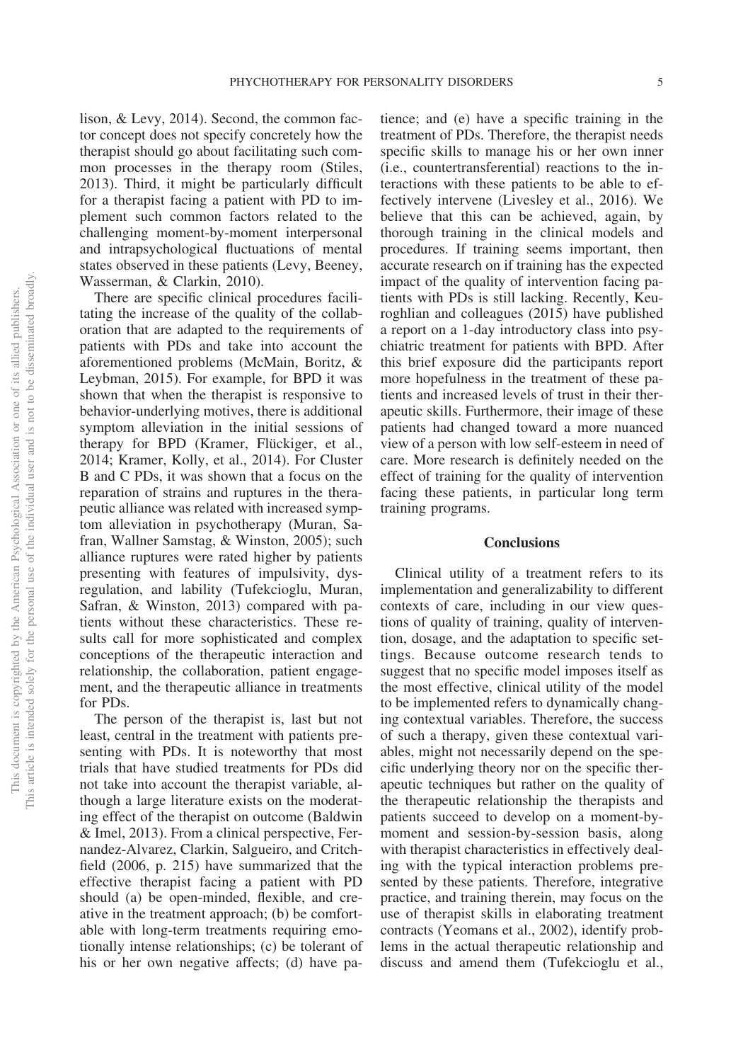lison, & Levy, 2014). Second, the common factor concept does not specify concretely how the therapist should go about facilitating such common processes in the therapy room (Stiles, 2013). Third, it might be particularly difficult for a therapist facing a patient with PD to implement such common factors related to the challenging moment-by-moment interpersonal and intrapsychological fluctuations of mental states observed in these patients (Levy, Beeney, Wasserman, & Clarkin, 2010).

There are specific clinical procedures facilitating the increase of the quality of the collaboration that are adapted to the requirements of patients with PDs and take into account the aforementioned problems (McMain, Boritz, & Leybman, 2015). For example, for BPD it was shown that when the therapist is responsive to behavior-underlying motives, there is additional symptom alleviation in the initial sessions of therapy for BPD (Kramer, Flückiger, et al., 2014; Kramer, Kolly, et al., 2014). For Cluster B and C PDs, it was shown that a focus on the reparation of strains and ruptures in the therapeutic alliance was related with increased symptom alleviation in psychotherapy (Muran, Safran, Wallner Samstag, & Winston, 2005); such alliance ruptures were rated higher by patients presenting with features of impulsivity, dysregulation, and lability (Tufekcioglu, Muran, Safran, & Winston, 2013) compared with patients without these characteristics. These results call for more sophisticated and complex conceptions of the therapeutic interaction and relationship, the collaboration, patient engagement, and the therapeutic alliance in treatments for PDs.

The person of the therapist is, last but not least, central in the treatment with patients presenting with PDs. It is noteworthy that most trials that have studied treatments for PDs did not take into account the therapist variable, although a large literature exists on the moderating effect of the therapist on outcome (Baldwin & Imel, 2013). From a clinical perspective, Fernandez-Alvarez, Clarkin, Salgueiro, and Critchfield (2006, p. 215) have summarized that the effective therapist facing a patient with PD should (a) be open-minded, flexible, and creative in the treatment approach; (b) be comfortable with long-term treatments requiring emotionally intense relationships; (c) be tolerant of his or her own negative affects; (d) have patience; and (e) have a specific training in the treatment of PDs. Therefore, the therapist needs specific skills to manage his or her own inner (i.e., countertransferential) reactions to the interactions with these patients to be able to effectively intervene (Livesley et al., 2016). We believe that this can be achieved, again, by thorough training in the clinical models and procedures. If training seems important, then accurate research on if training has the expected impact of the quality of intervention facing patients with PDs is still lacking. Recently, Keuroghlian and colleagues (2015) have published a report on a 1-day introductory class into psychiatric treatment for patients with BPD. After this brief exposure did the participants report more hopefulness in the treatment of these patients and increased levels of trust in their therapeutic skills. Furthermore, their image of these patients had changed toward a more nuanced view of a person with low self-esteem in need of care. More research is definitely needed on the effect of training for the quality of intervention facing these patients, in particular long term training programs.

## Conclusions

Clinical utility of a treatment refers to its implementation and generalizability to different contexts of care, including in our view questions of quality of training, quality of intervention, dosage, and the adaptation to specific settings. Because outcome research tends to suggest that no specific model imposes itself as the most effective, clinical utility of the model to be implemented refers to dynamically changing contextual variables. Therefore, the success of such a therapy, given these contextual variables, might not necessarily depend on the specific underlying theory nor on the specific therapeutic techniques but rather on the quality of the therapeutic relationship the therapists and patients succeed to develop on a moment-by-moment and session-by-session basis, along with therapist characteristics in effectively dealing with the typical interaction problems presented by these patients. Therefore, integrative practice, and training therein, may focus on the use of therapist skills in elaborating treatment contracts (Yeomans et al., 2002), identify problems in the actual therapeutic relationship and discuss and amend them (Tufekcioglu et al.,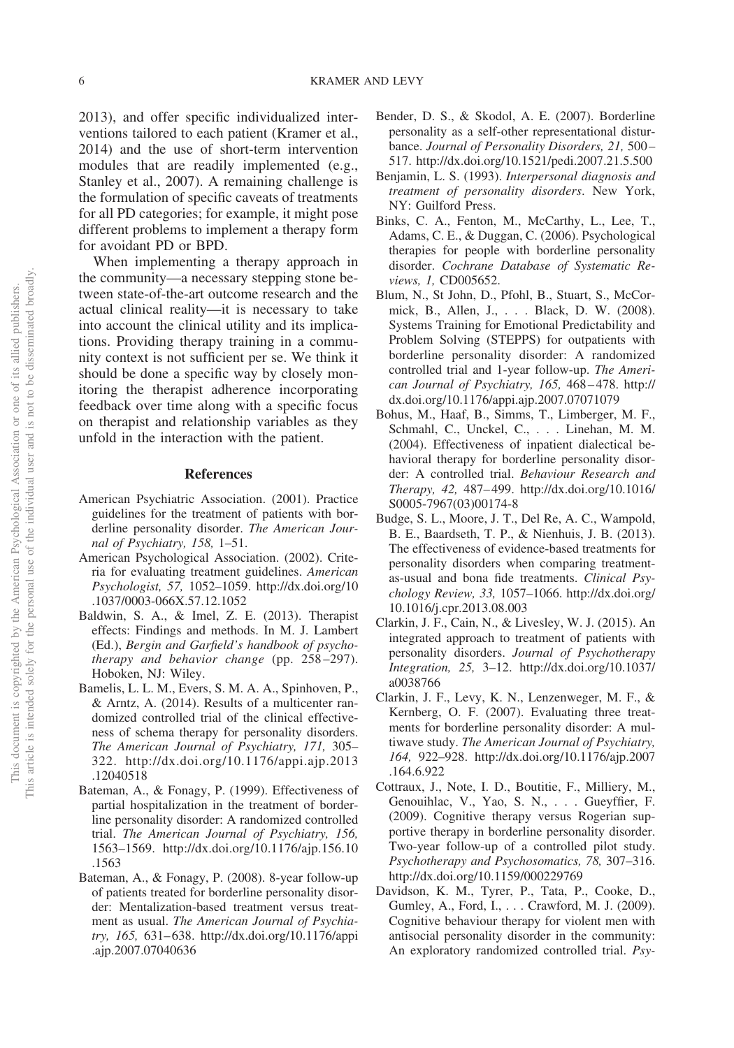2013), and offer specific individualized interventions tailored to each patient (Kramer et al., 2014) and the use of short-term intervention modules that are readily implemented (e.g., Stanley et al., 2007). A remaining challenge is the formulation of specific caveats of treatments for all PD categories; for example, it might pose different problems to implement a therapy form for avoidant PD or BPD.

When implementing a therapy approach in the community—a necessary stepping stone between state-of-the-art outcome research and the actual clinical reality—it is necessary to take into account the clinical utility and its implications. Providing therapy training in a community context is not sufficient per se. We think it should be done a specific way by closely monitoring the therapist adherence incorporating feedback over time along with a specific focus on therapist and relationship variables as they unfold in the interaction with the patient.

## References

American Psychiatric Association. (2001). Practice guidelines for the treatment of patients with borderline personality disorder. *The American Journal of Psychiatry, 158,* 1–51.

American Psychological Association. (2002). Criteria for evaluating treatment guidelines. *American Psychologist, 57,* 1052–1059. http://dx.doi.org/10.1037/0003-066X.57.12.1052

Baldwin, S. A., & Imel, Z. E. (2013). Therapist effects: Findings and methods. In M. J. Lambert (Ed.), *Bergin and Garfield's handbook of psychotherapy and behavior change* (pp. 258–297). Hoboken, NJ: Wiley.

Bamelis, L. L. M., Evers, S. M. A. A., Spinhoven, P., & Arntz, A. (2014). Results of a multicenter randomized controlled trial of the clinical effectiveness of schema therapy for personality disorders. *The American Journal of Psychiatry, 171,* 305–322. http://dx.doi.org/10.1176/appi.ajp.2013.12040518

Bateman, A., & Fonagy, P. (1999). Effectiveness of partial hospitalization in the treatment of borderline personality disorder: A randomized controlled trial. *The American Journal of Psychiatry, 156,* 1563–1569. http://dx.doi.org/10.1176/ajp.156.10.1563

Bateman, A., & Fonagy, P. (2008). 8-year follow-up of patients treated for borderline personality disorder: Mentalization-based treatment versus treatment as usual. *The American Journal of Psychiatry, 165,* 631–638. http://dx.doi.org/10.1176/appi.ajp.2007.07040636

Bender, D. S., & Skodol, A. E. (2007). Borderline personality as a self-other representational disturbance. *Journal of Personality Disorders, 21,* 500–517. http://dx.doi.org/10.1521/pedi.2007.21.5.500

Benjamin, L. S. (1993). *Interpersonal diagnosis and treatment of personality disorders*. New York, NY: Guilford Press.

Binks, C. A., Fenton, M., McCarthy, L., Lee, T., Adams, C. E., & Duggan, C. (2006). Psychological therapies for people with borderline personality disorder. *Cochrane Database of Systematic Reviews, 1,* CD005652.

Blum, N., St John, D., Pfohl, B., Stuart, S., McCormick, B., Allen, J., . . . Black, D. W. (2008). Systems Training for Emotional Predictability and Problem Solving (STEPPS) for outpatients with borderline personality disorder: A randomized controlled trial and 1-year follow-up. *The American Journal of Psychiatry, 165,* 468–478. http://dx.doi.org/10.1176/appi.ajp.2007.07071079

Bohus, M., Haaf, B., Simms, T., Limberger, M. F., Schmahl, C., Unckel, C., . . . Linehan, M. M. (2004). Effectiveness of inpatient dialectical behavioral therapy for borderline personality disorder: A controlled trial. *Behaviour Research and Therapy, 42,* 487–499. http://dx.doi.org/10.1016/S0005-7967(03)00174-8

Budge, S. L., Moore, J. T., Del Re, A. C., Wampold, B. E., Baardseth, T. P., & Nienhuis, J. B. (2013). The effectiveness of evidence-based treatments for personality disorders when comparing treatment-as-usual and bona fide treatments. *Clinical Psychology Review, 33,* 1057–1066. http://dx.doi.org/10.1016/j.cpr.2013.08.003

Clarkin, J. F., Cain, N., & Livesley, W. J. (2015). An integrated approach to treatment of patients with personality disorders. *Journal of Psychotherapy Integration, 25,* 3–12. http://dx.doi.org/10.1037/a0038766

Clarkin, J. F., Levy, K. N., Lenzenweger, M. F., & Kernberg, O. F. (2007). Evaluating three treatments for borderline personality disorder: A multiwave study. *The American Journal of Psychiatry, 164,* 922–928. http://dx.doi.org/10.1176/ajp.2007.164.6.922

Cottraux, J., Note, I. D., Boutitie, F., Milliery, M., Genouihlac, V., Yao, S. N., . . . Gueyffier, F. (2009). Cognitive therapy versus Rogerian supportive therapy in borderline personality disorder. Two-year follow-up of a controlled pilot study. *Psychotherapy and Psychosomatics, 78,* 307–316. http://dx.doi.org/10.1159/000229769

Davidson, K. M., Tyrer, P., Tata, P., Cooke, D., Gumley, A., Ford, I., . . . Crawford, M. J. (2009). Cognitive behaviour therapy for violent men with antisocial personality disorder in the community: An exploratory randomized controlled trial. *Psy-*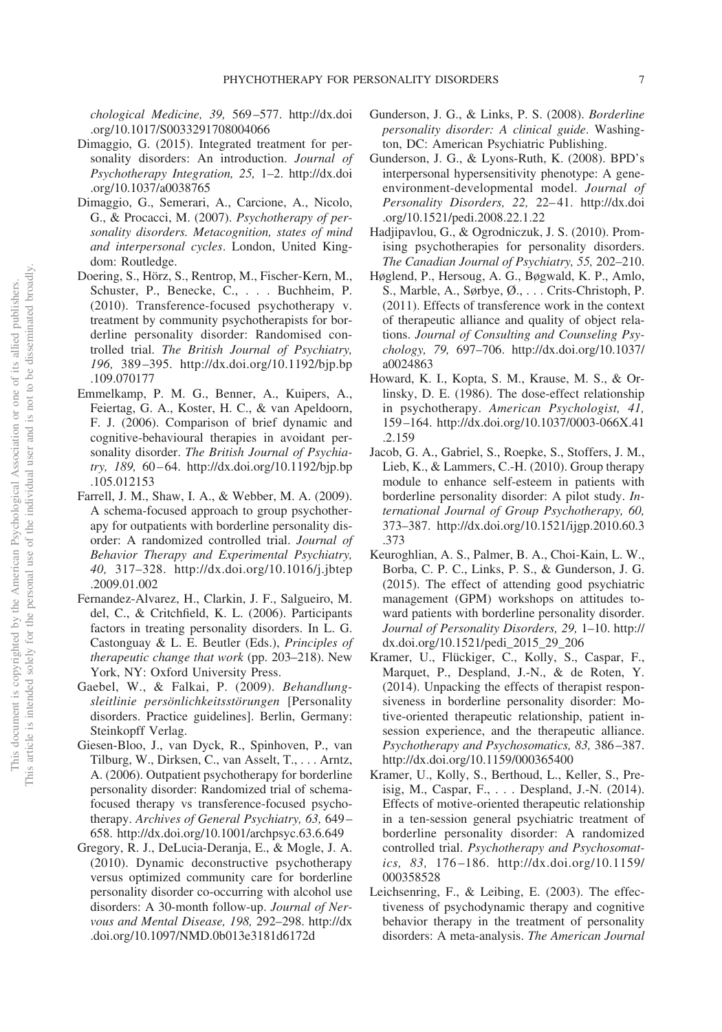chological Medicine, 39,* 569–577. http://dx.doi.org/10.1017/S0033291708004066

Dimaggio, G. (2015). Integrated treatment for personality disorders: An introduction. *Journal of Psychotherapy Integration, 25,* 1–2. http://dx.doi.org/10.1037/a0038765

Dimaggio, G., Semerari, A., Carcione, A., Nicolo, G., & Procacci, M. (2007). *Psychotherapy of personality disorders. Metacognition, states of mind and interpersonal cycles*. London, United Kingdom: Routledge.

Doering, S., Hörz, S., Rentrop, M., Fischer-Kern, M., Schuster, P., Benecke, C., . . . Buchheim, P. (2010). Transference-focused psychotherapy v. treatment by community psychotherapists for borderline personality disorder: Randomised controlled trial. *The British Journal of Psychiatry, 196,* 389–395. http://dx.doi.org/10.1192/bjp.bp.109.070177

Emmelkamp, P. M. G., Benner, A., Kuipers, A., Feiertag, G. A., Koster, H. C., & van Apeldoorn, F. J. (2006). Comparison of brief dynamic and cognitive-behavioural therapies in avoidant personality disorder. *The British Journal of Psychiatry, 189,* 60–64. http://dx.doi.org/10.1192/bjp.bp.105.012153

Farrell, J. M., Shaw, I. A., & Webber, M. A. (2009). A schema-focused approach to group psychotherapy for outpatients with borderline personality disorder: A randomized controlled trial. *Journal of Behavior Therapy and Experimental Psychiatry, 40,* 317–328. http://dx.doi.org/10.1016/j.jbtep.2009.01.002

Fernandez-Alvarez, H., Clarkin, J. F., Salgueiro, M. del, C., & Critchfield, K. L. (2006). Participants factors in treating personality disorders. In L. G. Castonguay & L. E. Beutler (Eds.), *Principles of therapeutic change that work* (pp. 203–218). New York, NY: Oxford University Press.

Gaebel, W., & Falkai, P. (2009). *Behandlungsleitlinie persönlichkeitsstörungen* [Personality disorders. Practice guidelines]. Berlin, Germany: Steinkopff Verlag.

Giesen-Bloo, J., van Dyck, R., Spinhoven, P., van Tilburg, W., Dirksen, C., van Asselt, T., . . . Arntz, A. (2006). Outpatient psychotherapy for borderline personality disorder: Randomized trial of schema-focused therapy vs transference-focused psychotherapy. *Archives of General Psychiatry, 63,* 649–658. http://dx.doi.org/10.1001/archpsyc.63.6.649

Gregory, R. J., DeLucia-Deranja, E., & Mogle, J. A. (2010). Dynamic deconstructive psychotherapy versus optimized community care for borderline personality disorder co-occurring with alcohol use disorders: A 30-month follow-up. *Journal of Nervous and Mental Disease, 198,* 292–298. http://dx.doi.org/10.1097/NMD.0b013e3181d6172d

Gunderson, J. G., & Links, P. S. (2008). *Borderline personality disorder: A clinical guide*. Washington, DC: American Psychiatric Publishing.

Gunderson, J. G., & Lyons-Ruth, K. (2008). BPD's interpersonal hypersensitivity phenotype: A gene-environment-developmental model. *Journal of Personality Disorders, 22,* 22–41. http://dx.doi.org/10.1521/pedi.2008.22.1.22

Hadjipavlou, G., & Ogrodniczuk, J. S. (2010). Promising psychotherapies for personality disorders. *The Canadian Journal of Psychiatry, 55,* 202–210.

Høglend, P., Hersoug, A. G., Bøgwald, K. P., Amlo, S., Marble, A., Sørbye, Ø., . . . Crits-Christoph, P. (2011). Effects of transference work in the context of therapeutic alliance and quality of object relations. *Journal of Consulting and Counseling Psychology, 79,* 697–706. http://dx.doi.org/10.1037/a0024863

Howard, K. I., Kopta, S. M., Krause, M. S., & Orlinsky, D. E. (1986). The dose-effect relationship in psychotherapy. *American Psychologist, 41,* 159–164. http://dx.doi.org/10.1037/0003-066X.41.2.159

Jacob, G. A., Gabriel, S., Roepke, S., Stoffers, J. M., Lieb, K., & Lammers, C.-H. (2010). Group therapy module to enhance self-esteem in patients with borderline personality disorder: A pilot study. *International Journal of Group Psychotherapy, 60,* 373–387. http://dx.doi.org/10.1521/ijgp.2010.60.3.373

Keuroghlian, A. S., Palmer, B. A., Choi-Kain, L. W., Borba, C. P. C., Links, P. S., & Gunderson, J. G. (2015). The effect of attending good psychiatric management (GPM) workshops on attitudes toward patients with borderline personality disorder. *Journal of Personality Disorders, 29,* 1–10. http://dx.doi.org/10.1521/pedi_2015_29_206

Kramer, U., Flückiger, C., Kolly, S., Caspar, F., Marquet, P., Despland, J.-N., & de Roten, Y. (2014). Unpacking the effects of therapist responsiveness in borderline personality disorder: Motive-oriented therapeutic relationship, patient in-session experience, and the therapeutic alliance. *Psychotherapy and Psychosomatics, 83,* 386–387. http://dx.doi.org/10.1159/000365400

Kramer, U., Kolly, S., Berthoud, L., Keller, S., Preisig, M., Caspar, F., . . . Despland, J.-N. (2014). Effects of motive-oriented therapeutic relationship in a ten-session general psychiatric treatment of borderline personality disorder: A randomized controlled trial. *Psychotherapy and Psychosomatics, 83,* 176–186. http://dx.doi.org/10.1159/000358528

Leichsenring, F., & Leibing, E. (2003). The effectiveness of psychodynamic therapy and cognitive behavior therapy in the treatment of personality disorders: A meta-analysis. *The American Journal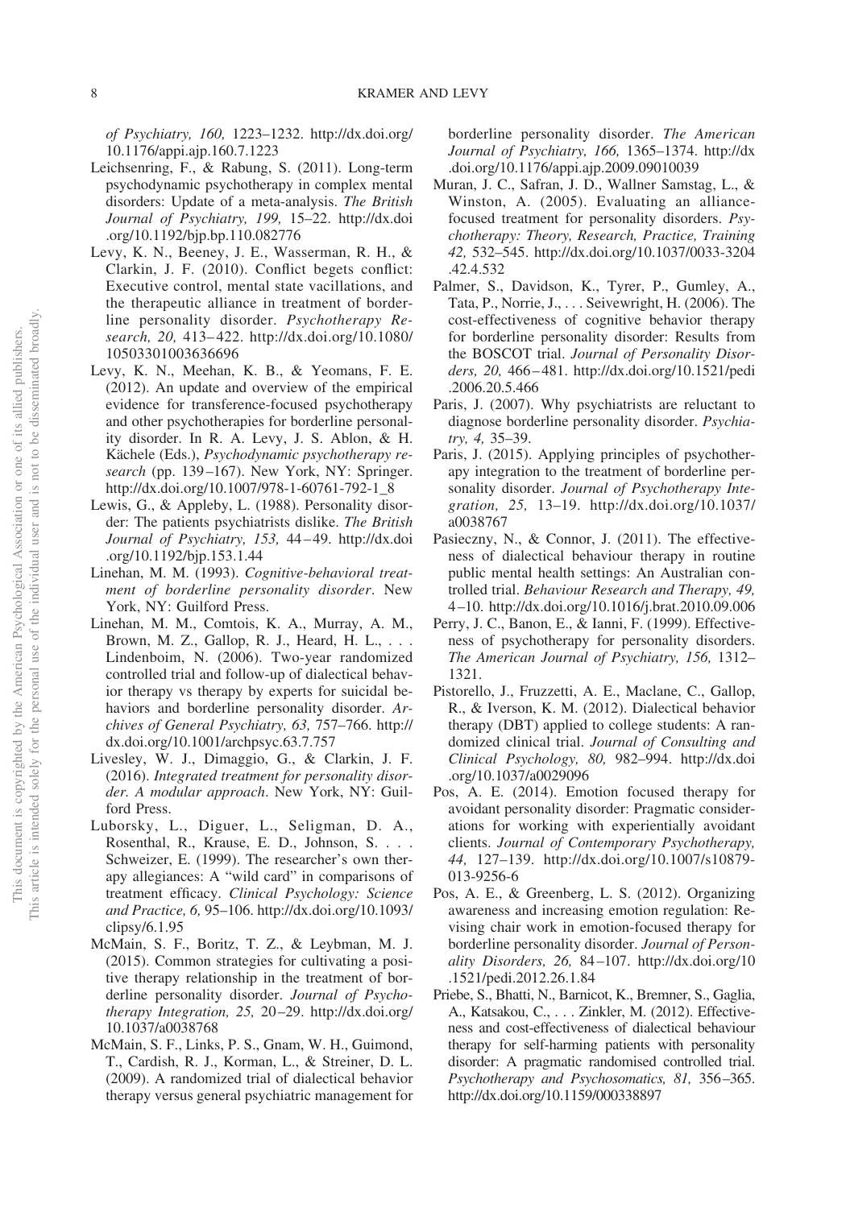*of Psychiatry, 160,* 1223–1232. http://dx.doi.org/10.1176/appi.ajp.160.7.1223

Leichsenring, F., & Rabung, S. (2011). Long-term psychodynamic psychotherapy in complex mental disorders: Update of a meta-analysis. *The British Journal of Psychiatry, 199,* 15–22. http://dx.doi.org/10.1192/bjp.bp.110.082776

Levy, K. N., Beeney, J. E., Wasserman, R. H., & Clarkin, J. F. (2010). Conflict begets conflict: Executive control, mental state vacillations, and the therapeutic alliance in treatment of borderline personality disorder. *Psychotherapy Research, 20,* 413–422. http://dx.doi.org/10.1080/10503301003636696

Levy, K. N., Meehan, K. B., & Yeomans, F. E. (2012). An update and overview of the empirical evidence for transference-focused psychotherapy and other psychotherapies for borderline personality disorder. In R. A. Levy, J. S. Ablon, & H. Kächele (Eds.), *Psychodynamic psychotherapy research* (pp. 139–167). New York, NY: Springer. http://dx.doi.org/10.1007/978-1-60761-792-1_8

Lewis, G., & Appleby, L. (1988). Personality disorder: The patients psychiatrists dislike. *The British Journal of Psychiatry, 153,* 44–49. http://dx.doi.org/10.1192/bjp.153.1.44

Linehan, M. M. (1993). *Cognitive-behavioral treatment of borderline personality disorder*. New York, NY: Guilford Press.

Linehan, M. M., Comtois, K. A., Murray, A. M., Brown, M. Z., Gallop, R. J., Heard, H. L., . . . Lindenboim, N. (2006). Two-year randomized controlled trial and follow-up of dialectical behavior therapy vs therapy by experts for suicidal behaviors and borderline personality disorder. *Archives of General Psychiatry, 63,* 757–766. http://dx.doi.org/10.1001/archpsyc.63.7.757

Livesley, W. J., Dimaggio, G., & Clarkin, J. F. (2016). *Integrated treatment for personality disorder. A modular approach*. New York, NY: Guilford Press.

Luborsky, L., Diguer, L., Seligman, D. A., Rosenthal, R., Krause, E. D., Johnson, S. . . . Schweizer, E. (1999). The researcher's own therapy allegiances: A "wild card" in comparisons of treatment efficacy. *Clinical Psychology: Science and Practice, 6,* 95–106. http://dx.doi.org/10.1093/clipsy/6.1.95

McMain, S. F., Boritz, T. Z., & Leybman, M. J. (2015). Common strategies for cultivating a positive therapy relationship in the treatment of borderline personality disorder. *Journal of Psychotherapy Integration, 25,* 20–29. http://dx.doi.org/10.1037/a0038768

McMain, S. F., Links, P. S., Gnam, W. H., Guimond, T., Cardish, R. J., Korman, L., & Streiner, D. L. (2009). A randomized trial of dialectical behavior therapy versus general psychiatric management for borderline personality disorder. *The American Journal of Psychiatry, 166,* 1365–1374. http://dx.doi.org/10.1176/appi.ajp.2009.09010039

Muran, J. C., Safran, J. D., Wallner Samstag, L., & Winston, A. (2005). Evaluating an alliance-focused treatment for personality disorders. *Psychotherapy: Theory, Research, Practice, Training 42,* 532–545. http://dx.doi.org/10.1037/0033-3204.42.4.532

Palmer, S., Davidson, K., Tyrer, P., Gumley, A., Tata, P., Norrie, J., . . . Seivewright, H. (2006). The cost-effectiveness of cognitive behavior therapy for borderline personality disorder: Results from the BOSCOT trial. *Journal of Personality Disorders, 20,* 466–481. http://dx.doi.org/10.1521/pedi.2006.20.5.466

Paris, J. (2007). Why psychiatrists are reluctant to diagnose borderline personality disorder. *Psychiatry, 4,* 35–39.

Paris, J. (2015). Applying principles of psychotherapy integration to the treatment of borderline personality disorder. *Journal of Psychotherapy Integration, 25,* 13–19. http://dx.doi.org/10.1037/a0038767

Pasieczny, N., & Connor, J. (2011). The effectiveness of dialectical behaviour therapy in routine public mental health settings: An Australian controlled trial. *Behaviour Research and Therapy, 49,* 4–10. http://dx.doi.org/10.1016/j.brat.2010.09.006

Perry, J. C., Banon, E., & Ianni, F. (1999). Effectiveness of psychotherapy for personality disorders. *The American Journal of Psychiatry, 156,* 1312–1321.

Pistorello, J., Fruzzetti, A. E., Maclane, C., Gallop, R., & Iverson, K. M. (2012). Dialectical behavior therapy (DBT) applied to college students: A randomized clinical trial. *Journal of Consulting and Clinical Psychology, 80,* 982–994. http://dx.doi.org/10.1037/a0029096

Pos, A. E. (2014). Emotion focused therapy for avoidant personality disorder: Pragmatic considerations for working with experientially avoidant clients. *Journal of Contemporary Psychotherapy, 44,* 127–139. http://dx.doi.org/10.1007/s10879-013-9256-6

Pos, A. E., & Greenberg, L. S. (2012). Organizing awareness and increasing emotion regulation: Revising chair work in emotion-focused therapy for borderline personality disorder. *Journal of Personality Disorders, 26,* 84–107. http://dx.doi.org/10.1521/pedi.2012.26.1.84

Priebe, S., Bhatti, N., Barnicot, K., Bremner, S., Gaglia, A., Katsakou, C., . . . Zinkler, M. (2012). Effectiveness and cost-effectiveness of dialectical behaviour therapy for self-harming patients with personality disorder: A pragmatic randomised controlled trial. *Psychotherapy and Psychosomatics, 81,* 356–365. http://dx.doi.org/10.1159/000338897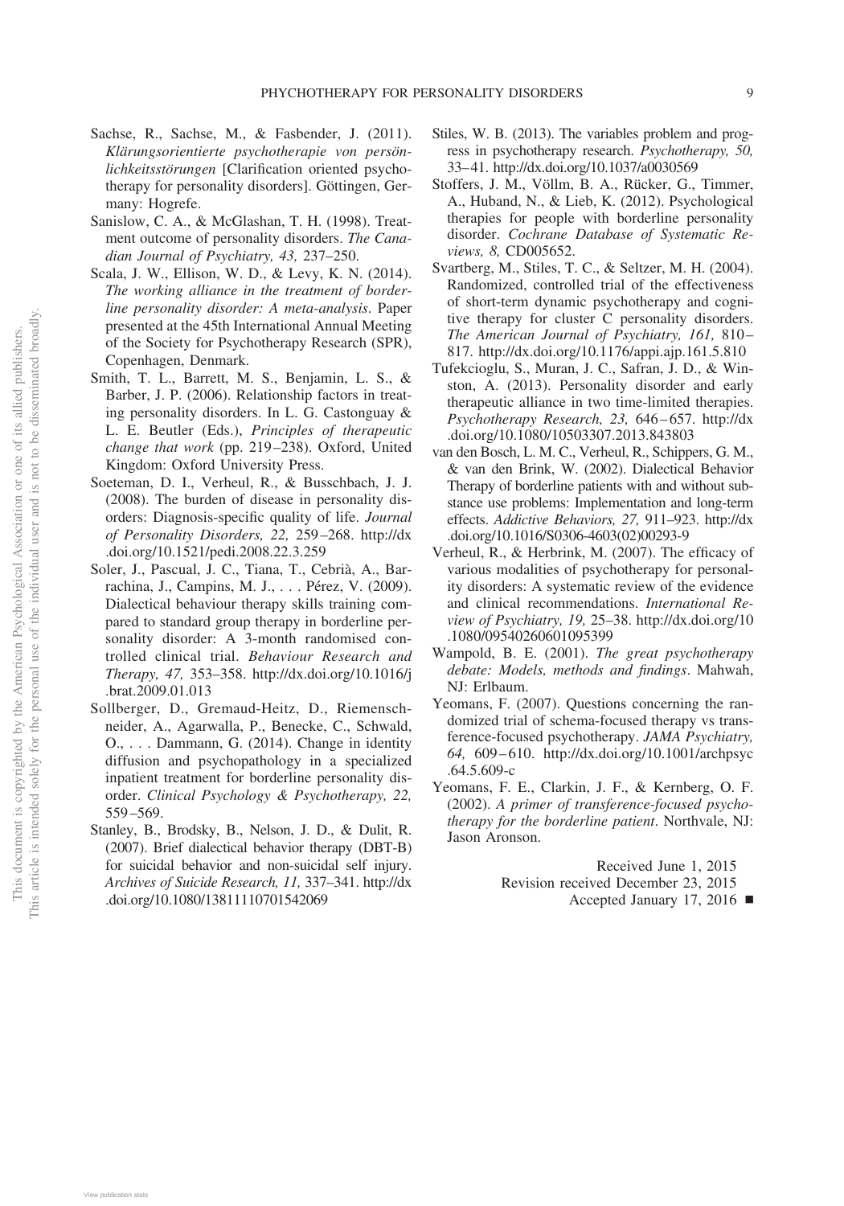Sachse, R., Sachse, M., & Fasbender, J. (2011). *Klärungsorientierte psychotherapie von persönlichkeitsstörungen* [Clarification oriented psychotherapy for personality disorders]. Göttingen, Germany: Hogrefe.

Sanislow, C. A., & McGlashan, T. H. (1998). Treatment outcome of personality disorders. *The Canadian Journal of Psychiatry, 43,* 237–250.

Scala, J. W., Ellison, W. D., & Levy, K. N. (2014). *The working alliance in the treatment of borderline personality disorder: A meta-analysis*. Paper presented at the 45th International Annual Meeting of the Society for Psychotherapy Research (SPR), Copenhagen, Denmark.

Smith, T. L., Barrett, M. S., Benjamin, L. S., & Barber, J. P. (2006). Relationship factors in treating personality disorders. In L. G. Castonguay & L. E. Beutler (Eds.), *Principles of therapeutic change that work* (pp. 219–238). Oxford, United Kingdom: Oxford University Press.

Soeteman, D. I., Verheul, R., & Busschbach, J. J. (2008). The burden of disease in personality disorders: Diagnosis-specific quality of life. *Journal of Personality Disorders, 22,* 259–268. http://dx.doi.org/10.1521/pedi.2008.22.3.259

Soler, J., Pascual, J. C., Tiana, T., Cebrià, A., Barrachina, J., Campins, M. J., . . . Pérez, V. (2009). Dialectical behaviour therapy skills training compared to standard group therapy in borderline personality disorder: A 3-month randomised controlled clinical trial. *Behaviour Research and Therapy, 47,* 353–358. http://dx.doi.org/10.1016/j.brat.2009.01.013

Sollberger, D., Gremaud-Heitz, D., Riemenschneider, A., Agarwalla, P., Benecke, C., Schwald, O., . . . Dammann, G. (2014). Change in identity diffusion and psychopathology in a specialized inpatient treatment for borderline personality disorder. *Clinical Psychology & Psychotherapy, 22,* 559–569.

Stanley, B., Brodsky, B., Nelson, J. D., & Dulit, R. (2007). Brief dialectical behavior therapy (DBT-B) for suicidal behavior and non-suicidal self injury. *Archives of Suicide Research, 11,* 337–341. http://dx.doi.org/10.1080/13811110701542069

Stiles, W. B. (2013). The variables problem and progress in psychotherapy research. *Psychotherapy, 50,* 33–41. http://dx.doi.org/10.1037/a0030569

Stoffers, J. M., Völlm, B. A., Rücker, G., Timmer, A., Huband, N., & Lieb, K. (2012). Psychological therapies for people with borderline personality disorder. *Cochrane Database of Systematic Reviews, 8,* CD005652.

Svartberg, M., Stiles, T. C., & Seltzer, M. H. (2004). Randomized, controlled trial of the effectiveness of short-term dynamic psychotherapy and cognitive therapy for cluster C personality disorders. *The American Journal of Psychiatry, 161,* 810–817. http://dx.doi.org/10.1176/appi.ajp.161.5.810

Tufekcioglu, S., Muran, J. C., Safran, J. D., & Winston, A. (2013). Personality disorder and early therapeutic alliance in two time-limited therapies. *Psychotherapy Research, 23,* 646–657. http://dx.doi.org/10.1080/10503307.2013.843803

van den Bosch, L. M. C., Verheul, R., Schippers, G. M., & van den Brink, W. (2002). Dialectical Behavior Therapy of borderline patients with and without substance use problems: Implementation and long-term effects. *Addictive Behaviors, 27,* 911–923. http://dx.doi.org/10.1016/S0306-4603(02)00293-9

Verheul, R., & Herbrink, M. (2007). The efficacy of various modalities of psychotherapy for personality disorders: A systematic review of the evidence and clinical recommendations. *International Review of Psychiatry, 19,* 25–38. http://dx.doi.org/10.1080/09540260601095399

Wampold, B. E. (2001). *The great psychotherapy debate: Models, methods and findings*. Mahwah, NJ: Erlbaum.

Yeomans, F. (2007). Questions concerning the randomized trial of schema-focused therapy vs transference-focused psychotherapy. *JAMA Psychiatry, 64,* 609–610. http://dx.doi.org/10.1001/archpsyc.64.5.609-c

Yeomans, F. E., Clarkin, J. F., & Kernberg, O. F. (2002). *A primer of transference-focused psychotherapy for the borderline patient*. Northvale, NJ: Jason Aronson.

Received June 1, 2015
Revision received December 23, 2015
Accepted January 17, 2016 ■